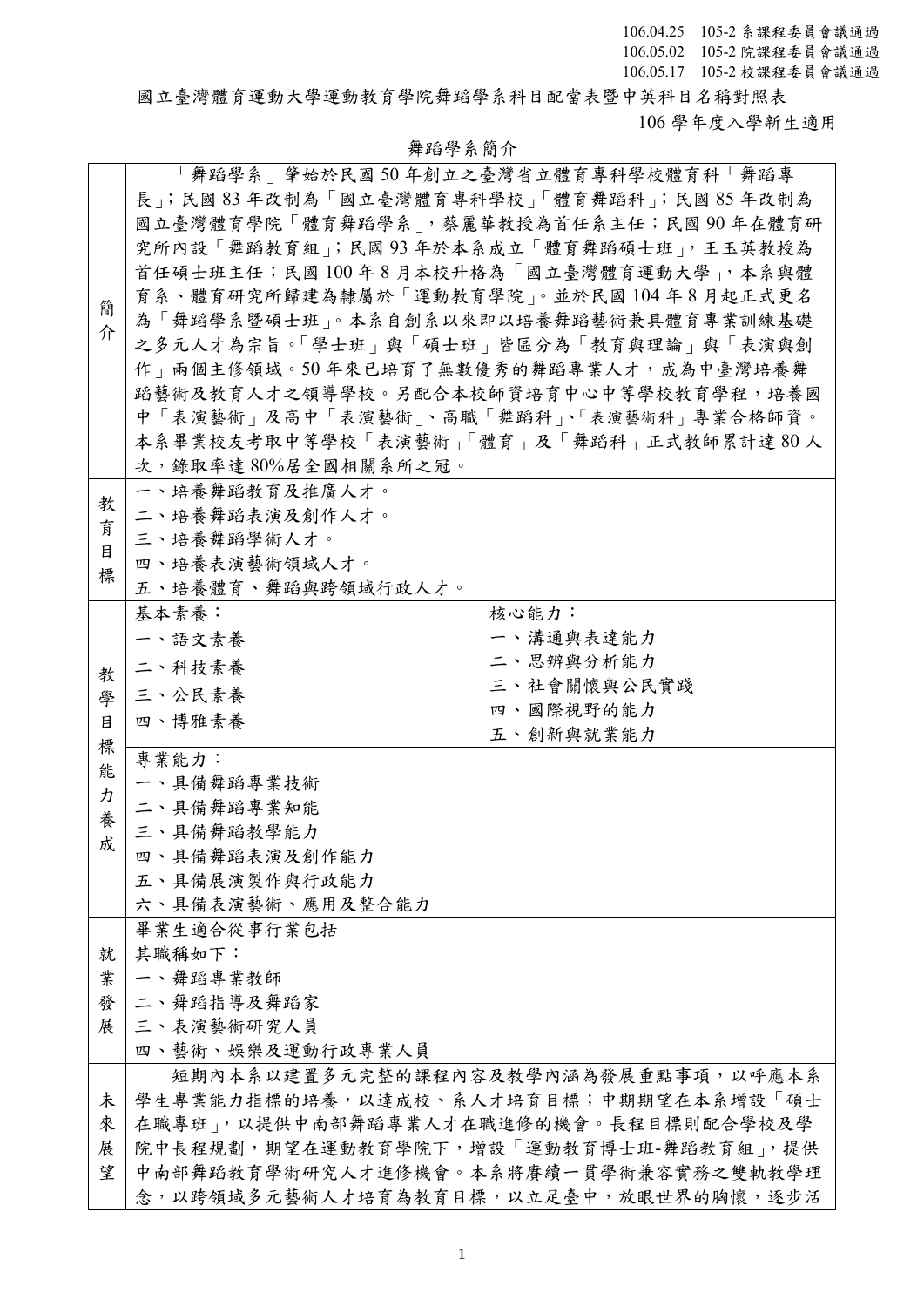106.04.25 105-2 系課程委員會議通過
106.05.02 105-2 院課程委員會議通過
106.05.17 105-2 校課程委員會議通過

# 國立臺灣體育運動大學運動教育學院舞蹈學系科目配當表暨中英科目名稱對照表

106 學年度入學新生適用

## 舞蹈學系簡介

| | |
|---|---|
| 簡介 | 「舞蹈學系」肇始於民國 50 年創立之臺灣省立體育專科學校體育科「舞蹈專長」；民國 83 年改制為「國立臺灣體育專科學校」「體育舞蹈科」；民國 85 年改制為國立臺灣體育學院「體育舞蹈學系」，蔡麗華教授為首任系主任；民國 90 年在體育研究所內設「舞蹈教育組」；民國 93 年於本系成立「體育舞蹈碩士班」，王玉英教授為首任碩士班主任；民國 100 年 8 月本校升格為「國立臺灣體育運動大學」，本系與體育系、體育研究所歸建為隸屬於「運動教育學院」。並於民國 104 年 8 月起正式更名為「舞蹈學系暨碩士班」。本系自創系以來即以培養舞蹈藝術兼具體育專業訓練基礎之多元人才為宗旨。「學士班」與「碩士班」皆區分為「教育與理論」與「表演與創作」兩個主修領域。50 年來已培育了無數優秀的舞蹈專業人才，成為中臺灣培養舞蹈藝術及教育人才之領導學校。另配合本校師資培育中心中等學校教育學程，培養國中「表演藝術」及高中「表演藝術」、高職「舞蹈科」、「表演藝術科」專業合格師資。本系畢業校友考取中等學校「表演藝術」「體育」及「舞蹈科」正式教師累計達 80 人次，錄取率達 80%居全國相關系所之冠。 |
| 教育目標 | 一、培養舞蹈教育及推廣人才。<br>二、培養舞蹈表演及創作人才。<br>三、培養舞蹈學術人才。<br>四、培養表演藝術領域人才。<br>五、培養體育、舞蹈與跨領域行政人才。 |
| 教學目標能力養成 | 基本素養：<br>一、語文素養<br>二、科技素養<br>三、公民素養<br>四、博雅素養<br><br>核心能力：<br>一、溝通與表達能力<br>二、思辨與分析能力<br>三、社會關懷與公民實踐<br>四、國際視野的能力<br>五、創新與就業能力<br><br>專業能力：<br>一、具備舞蹈專業技術<br>二、具備舞蹈專業知能<br>三、具備舞蹈教學能力<br>四、具備舞蹈表演及創作能力<br>五、具備展演製作與行政能力<br>六、具備表演藝術、應用及整合能力 |
| 就業發展 | 畢業生適合從事行業包括<br>其職稱如下：<br>一、舞蹈專業教師<br>二、舞蹈指導及舞蹈家<br>三、表演藝術研究人員<br>四、藝術、娛樂及運動行政專業人員 |
| 未來展望 | 短期內本系以建置多元完整的課程內容及教學內涵為發展重點事項，以呼應本系學生專業能力指標的培養，以達成校、系人才培育目標；中期期望在本系增設「碩士在職專班」，以提供中南部舞蹈專業人才在職進修的機會。長程目標則配合學校及學院中長程規劃，期望在運動教育學院下，增設「運動教育博士班-舞蹈教育組」，提供中南部舞蹈教育學術研究人才進修機會。本系將賡續一貫學術兼容實務之雙軌教學理念，以跨領域多元藝術人才培育為教育目標，以立足臺中，放眼世界的胸懷，逐步活 |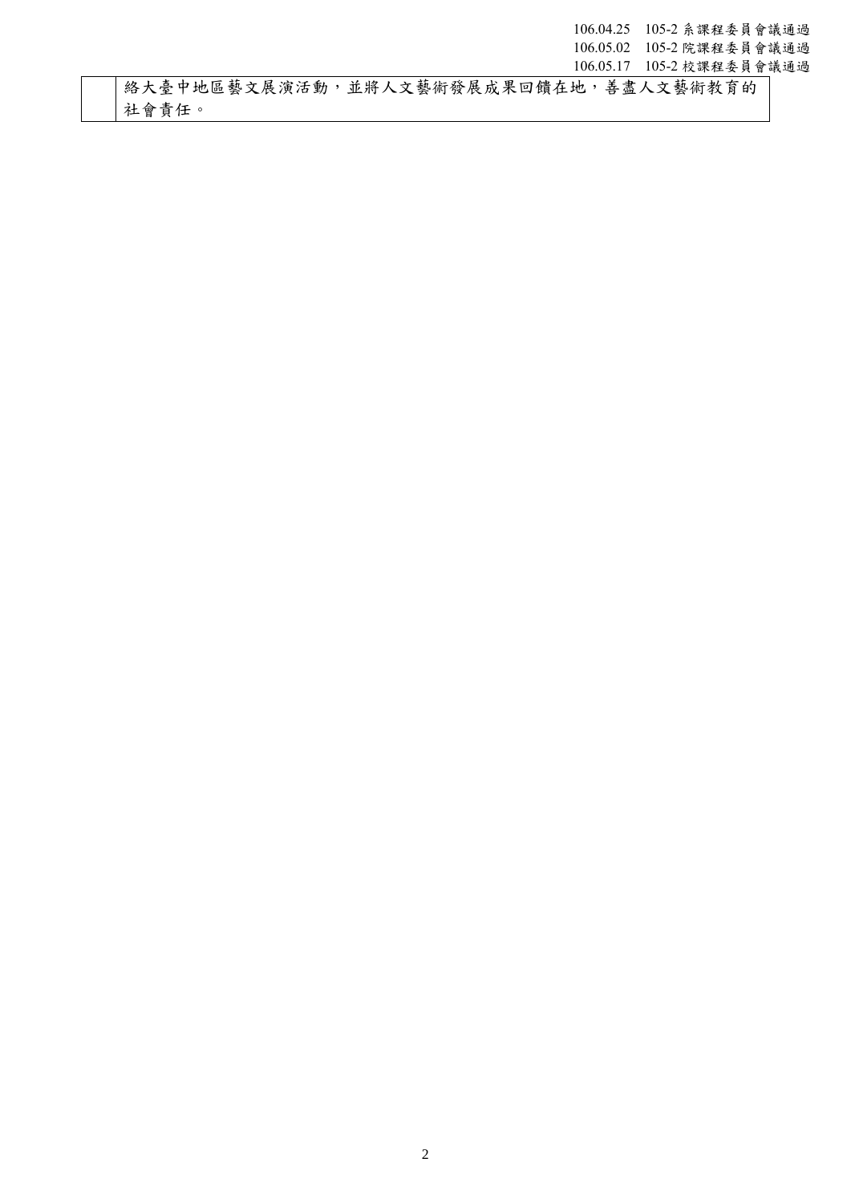| | |
|---|---|
| | 絡大臺中地區藝文展演活動，並將人文藝術發展成果回饋在地，善盡人文藝術教育的社會責任。 |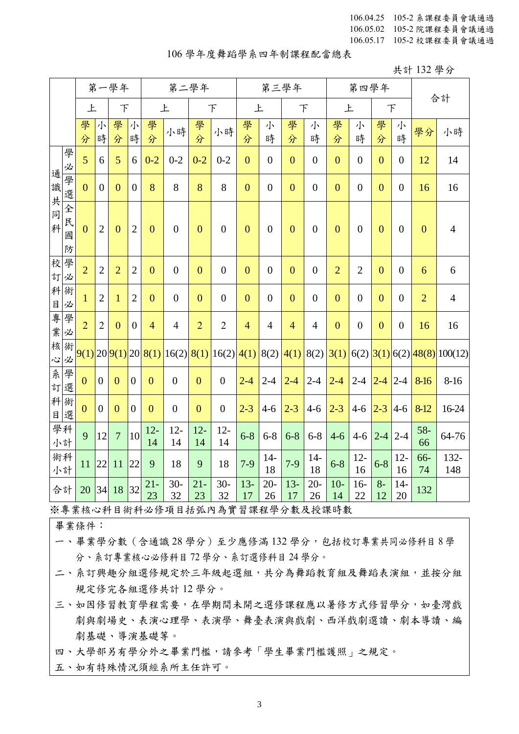106.04.25 105-2 系課程委員會議通過
106.05.02 105-2 院課程委員會議通過
106.05.17 105-2 校課程委員會議通過

# 106 學年度舞蹈學系四年制課程配當總表

共計 132 學分

| | | 第一學年 | | | | 第二學年 | | | | 第三學年 | | | | 第四學年 | | | | 合計 | |
|---|---|---|---|---|---|---|---|---|---|---|---|---|---|---|---|---|---|---|---|
| | | 上 | | 下 | | 上 | | 下 | | 上 | | 下 | | 上 | | 下 | | | |
| | | 學分 | 小時 | 學分 | 小時 | 學分 | 小時 | 學分 | 小時 | 學分 | 小時 | 學分 | 小時 | 學分 | 小時 | 學分 | 小時 | 學分 | 小時 |
| 通識共同科 | 學必 | 5 | 6 | 5 | 6 | 0-2 | 0-2 | 0-2 | 0-2 | 0 | 0 | 0 | 0 | 0 | 0 | 0 | 0 | 12 | 14 |
| | 學選 | 0 | 0 | 0 | 0 | 8 | 8 | 8 | 8 | 0 | 0 | 0 | 0 | 0 | 0 | 0 | 0 | 16 | 16 |
| | 全民國防 | 0 | 2 | 0 | 2 | 0 | 0 | 0 | 0 | 0 | 0 | 0 | 0 | 0 | 0 | 0 | 0 | 0 | 4 |
| 校訂科目 | 學必 | 2 | 2 | 2 | 2 | 0 | 0 | 0 | 0 | 0 | 0 | 0 | 0 | 2 | 2 | 0 | 0 | 6 | 6 |
| | 術必 | 1 | 2 | 1 | 2 | 0 | 0 | 0 | 0 | 0 | 0 | 0 | 0 | 0 | 0 | 0 | 0 | 2 | 4 |
| 專業核心 | 學必 | 2 | 2 | 0 | 0 | 4 | 4 | 2 | 2 | 4 | 4 | 4 | 4 | 0 | 0 | 0 | 0 | 16 | 16 |
| | 術必 | 9(1) | 20 | 9(1) | 20 | 8(1) | 16(2) | 8(1) | 16(2) | 4(1) | 8(2) | 4(1) | 8(2) | 3(1) | 6(2) | 3(1) | 6(2) | 48(8) | 100(12) |
| 系訂科目 | 學選 | 0 | 0 | 0 | 0 | 0 | 0 | 0 | 0 | 2-4 | 2-4 | 2-4 | 2-4 | 2-4 | 2-4 | 2-4 | 2-4 | 8-16 | 8-16 |
| | 術選 | 0 | 0 | 0 | 0 | 0 | 0 | 0 | 0 | 2-3 | 4-6 | 2-3 | 4-6 | 2-3 | 4-6 | 2-3 | 4-6 | 8-12 | 16-24 |
| 學科小計 | | 9 | 12 | 7 | 10 | 12-14 | 12-14 | 12-14 | 12-14 | 6-8 | 6-8 | 6-8 | 6-8 | 4-6 | 4-6 | 2-4 | 2-4 | 58-66 | 64-76 |
| 術科小計 | | 11 | 22 | 11 | 22 | 9 | 18 | 9 | 18 | 7-9 | 14-18 | 7-9 | 14-18 | 6-8 | 12-16 | 6-8 | 12-16 | 66-74 | 132-148 |
| 合計 | | 20 | 34 | 18 | 32 | 21-23 | 30-32 | 21-23 | 30-32 | 13-17 | 20-26 | 13-17 | 20-26 | 10-14 | 16-22 | 8-12 | 14-20 | 132 | |

※專業核心科目術科必修項目括弧內為實習課程學分數及授課時數

畢業條件：

一、畢業學分數（含通識 28 學分）至少應修滿 132 學分，包括校訂專業共同必修科目 8 學分、系訂專業核心必修科目 72 學分、系訂選修科目 24 學分。

二、系訂興趣分組選修規定於三年級起選組，共分為舞蹈教育組及舞蹈表演組，並按分組規定修完各組選修共計 12 學分。

三、如因修習教育學程需要，在學期間未開之選修課程應以暑修方式修習學分，如臺灣戲劇與劇場史、表演心理學、表演學、舞臺表演與戲劇、西洋戲劇選讀、劇本導讀、編劇基礎、導演基礎等。

四、大學部另有學分外之畢業門檻，請參考「學生畢業門檻護照」之規定。

五、如有特殊情況須經系所主任許可。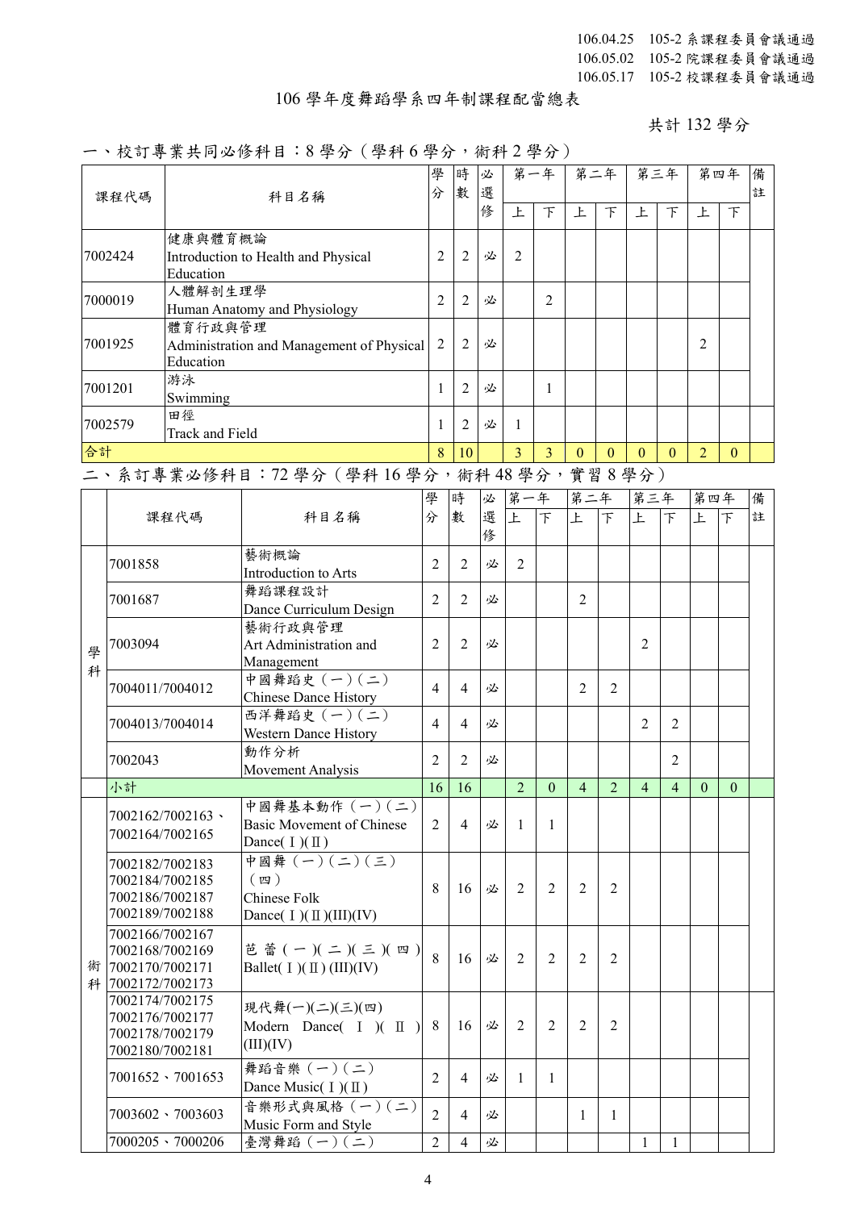106.04.25　105-2 系課程委員會議通過
106.05.02　105-2 院課程委員會議通過
106.05.17　105-2 校課程委員會議通過

# 106 學年度舞蹈學系四年制課程配當總表

共計 132 學分

## 一、校訂專業共同必修科目：8 學分（學科 6 學分，術科 2 學分）

| 課程代碼 | 科目名稱 | 學分 | 時數 | 必選修 | 第一年 | | 第二年 | | 第三年 | | 第四年 | | 備註 |
|---|---|---|---|---|---|---|---|---|---|---|---|---|---|
| | | | | | 上 | 下 | 上 | 下 | 上 | 下 | 上 | 下 | |
| 7002424 | 健康與體育概論<br>Introduction to Health and Physical Education | 2 | 2 | 必 | 2 | | | | | | | | |
| 7000019 | 人體解剖生理學<br>Human Anatomy and Physiology | 2 | 2 | 必 | | 2 | | | | | | | |
| 7001925 | 體育行政與管理<br>Administration and Management of Physical Education | 2 | 2 | 必 | | | | | | | 2 | | |
| 7001201 | 游泳<br>Swimming | 1 | 2 | 必 | | 1 | | | | | | | |
| 7002579 | 田徑<br>Track and Field | 1 | 2 | 必 | 1 | | | | | | | | |
| 合計 | | 8 | 10 | | 3 | 3 | 0 | 0 | 0 | 0 | 2 | 0 | |

## 二、系訂專業必修科目：72 學分（學科 16 學分，術科 48 學分，實習 8 學分）

| | 課程代碼 | 科目名稱 | 學分 | 時數 | 必選修 | 第一年 | | 第二年 | | 第三年 | | 第四年 | | 備註 |
|---|---|---|---|---|---|---|---|---|---|---|---|---|---|---|
| | | | | | | 上 | 下 | 上 | 下 | 上 | 下 | 上 | 下 | |
| 學科 | 7001858 | 藝術概論<br>Introduction to Arts | 2 | 2 | 必 | 2 | | | | | | | | |
| 學科 | 7001687 | 舞蹈課程設計<br>Dance Curriculum Design | 2 | 2 | 必 | | | 2 | | | | | | |
| 學科 | 7003094 | 藝術行政與管理<br>Art Administration and Management | 2 | 2 | 必 | | | | | 2 | | | | |
| 學科 | 7004011/7004012 | 中國舞蹈史（一）（二）<br>Chinese Dance History | 4 | 4 | 必 | | | 2 | 2 | | | | | |
| 學科 | 7004013/7004014 | 西洋舞蹈史（一）（二）<br>Western Dance History | 4 | 4 | 必 | | | | | 2 | 2 | | | |
| 學科 | 7002043 | 動作分析<br>Movement Analysis | 2 | 2 | 必 | | | | | | 2 | | | |
| | 小計 | | 16 | 16 | | 2 | 0 | 4 | 2 | 4 | 4 | 0 | 0 | |
| 術科 | 7002162/7002163、7002164/7002165 | 中國舞基本動作（一）（二）<br>Basic Movement of Chinese Dance(Ⅰ)(Ⅱ) | 2 | 4 | 必 | 1 | 1 | | | | | | | |
| 術科 | 7002182/7002183<br>7002184/7002185<br>7002186/7002187<br>7002189/7002188 | 中國舞（一）（二）（三）（四）<br>Chinese Folk Dance(Ⅰ)(Ⅱ)(III)(IV) | 8 | 16 | 必 | 2 | 2 | 2 | 2 | | | | | |
| 術科 | 7002166/7002167<br>7002168/7002169<br>7002170/7002171<br>7002172/7002173 | 芭蕾(一)(二)(三)(四)<br>Ballet(Ⅰ)(Ⅱ)(III)(IV) | 8 | 16 | 必 | 2 | 2 | 2 | 2 | | | | | |
| 術科 | 7002174/7002175<br>7002176/7002177<br>7002178/7002179<br>7002180/7002181 | 現代舞(一)(二)(三)(四)<br>Modern Dance(Ⅰ)(Ⅱ)(III)(IV) | 8 | 16 | 必 | 2 | 2 | 2 | 2 | | | | | |
| 術科 | 7001652、7001653 | 舞蹈音樂（一）（二）<br>Dance Music(Ⅰ)(Ⅱ) | 2 | 4 | 必 | 1 | 1 | | | | | | | |
| 術科 | 7003602、7003603 | 音樂形式與風格（一）（二）<br>Music Form and Style | 2 | 4 | 必 | | | 1 | 1 | | | | | |
| 術科 | 7000205、7000206 | 臺灣舞蹈（一）（二） | 2 | 4 | 必 | | | | | 1 | 1 | | | |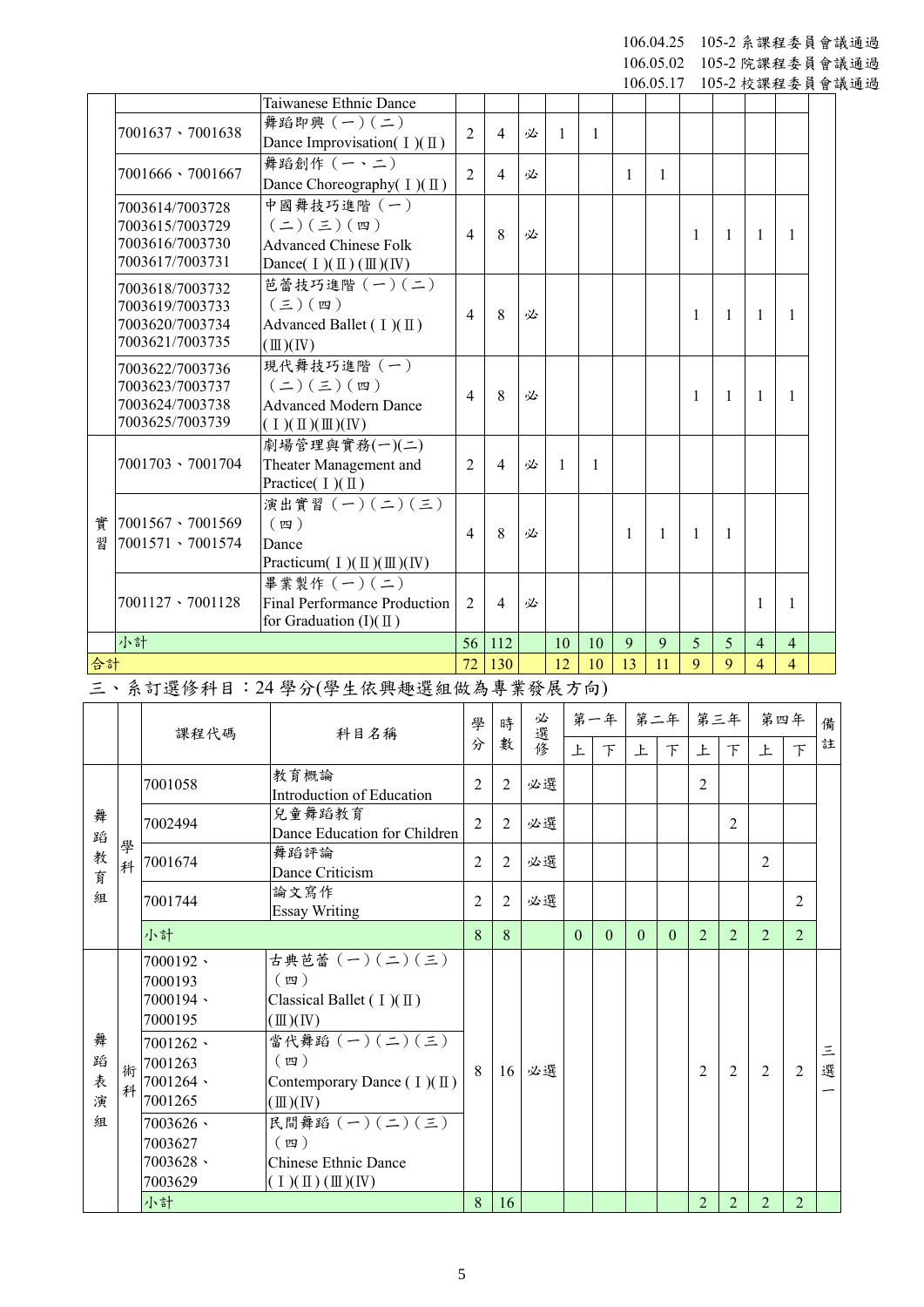106.04.25 105-2 系課程委員會議通過
106.05.02 105-2 院課程委員會議通過
106.05.17 105-2 校課程委員會議通過

| | 課程代碼 | 科目名稱 | 學分 | 時數 | 必選修 | 第一年上 | 第一年下 | 第二年上 | 第二年下 | 第三年上 | 第三年下 | 第四年上 | 第四年下 | 備註 |
|---|---|---|---|---|---|---|---|---|---|---|---|---|---|---|
| | | Taiwanese Ethnic Dance | | | | | | | | | | | | |
| | 7001637、7001638 | 舞蹈即興（一）（二） Dance Improvisation(Ⅰ)(Ⅱ) | 2 | 4 | 必 | 1 | 1 | | | | | | | |
| | 7001666、7001667 | 舞蹈創作（一、二） Dance Choreography(Ⅰ)(Ⅱ) | 2 | 4 | 必 | | | 1 | 1 | | | | | |
| | 7003614/7003728 7003615/7003729 7003616/7003730 7003617/7003731 | 中國舞技巧進階（一）（二）（三）（四） Advanced Chinese Folk Dance(Ⅰ)(Ⅱ)(Ⅲ)(Ⅳ) | 4 | 8 | 必 | | | | | 1 | 1 | 1 | 1 | |
| | 7003618/7003732 7003619/7003733 7003620/7003734 7003621/7003735 | 芭蕾技巧進階（一）（二）（三）（四） Advanced Ballet (Ⅰ)(Ⅱ)(Ⅲ)(Ⅳ) | 4 | 8 | 必 | | | | | 1 | 1 | 1 | 1 | |
| | 7003622/7003736 7003623/7003737 7003624/7003738 7003625/7003739 | 現代舞技巧進階（一）（二）（三）（四） Advanced Modern Dance (Ⅰ)(Ⅱ)(Ⅲ)(Ⅳ) | 4 | 8 | 必 | | | | | 1 | 1 | 1 | 1 | |
| 實習 | 7001703、7001704 | 劇場管理與實務(一)(二) Theater Management and Practice(Ⅰ)(Ⅱ) | 2 | 4 | 必 | 1 | 1 | | | | | | | |
| 實習 | 7001567、7001569 7001571、7001574 | 演出實習（一）（二）（三）（四） Dance Practicum(Ⅰ)(Ⅱ)(Ⅲ)(Ⅳ) | 4 | 8 | 必 | | | 1 | 1 | 1 | 1 | | | |
| 實習 | 7001127、7001128 | 畢業製作（一）（二） Final Performance Production for Graduation (Ⅰ)(Ⅱ) | 2 | 4 | 必 | | | | | | | 1 | 1 | |
| | 小計 | | 56 | 112 | | 10 | 10 | 9 | 9 | 5 | 5 | 4 | 4 | |
| 合計 | | | 72 | 130 | | 12 | 10 | 13 | 11 | 9 | 9 | 4 | 4 | |

三、系訂選修科目：24 學分(學生依興趣選組做為專業發展方向)

| | | 課程代碼 | 科目名稱 | 學分 | 時數 | 必選修 | 第一年上 | 第一年下 | 第二年上 | 第二年下 | 第三年上 | 第三年下 | 第四年上 | 第四年下 | 備註 |
|---|---|---|---|---|---|---|---|---|---|---|---|---|---|---|---|
| 舞蹈教育組 | 學科 | 7001058 | 教育概論 Introduction of Education | 2 | 2 | 必選 | | | | | 2 | | | | |
| 舞蹈教育組 | 學科 | 7002494 | 兒童舞蹈教育 Dance Education for Children | 2 | 2 | 必選 | | | | | | 2 | | | |
| 舞蹈教育組 | 學科 | 7001674 | 舞蹈評論 Dance Criticism | 2 | 2 | 必選 | | | | | | | 2 | | |
| 舞蹈教育組 | 學科 | 7001744 | 論文寫作 Essay Writing | 2 | 2 | 必選 | | | | | | | | 2 | |
| 舞蹈教育組 | | 小計 | | 8 | 8 | | 0 | 0 | 0 | 0 | 2 | 2 | 2 | 2 | |
| 舞蹈表演組 | 術科 | 7000192、7000193 7000194、7000195 | 古典芭蕾（一）（二）（三）（四） Classical Ballet (Ⅰ)(Ⅱ)(Ⅲ)(Ⅳ) | 8 | 16 | 必選 | | | | | 2 | 2 | 2 | 2 | 三選一 |
| 舞蹈表演組 | 術科 | 7001262、7001263 7001264、7001265 | 當代舞蹈（一）（二）（三）（四） Contemporary Dance (Ⅰ)(Ⅱ)(Ⅲ)(Ⅳ) | | | | | | | | | | | | |
| 舞蹈表演組 | 術科 | 7003626、7003627 7003628、7003629 | 民間舞蹈（一）（二）（三）（四） Chinese Ethnic Dance (Ⅰ)(Ⅱ)(Ⅲ)(Ⅳ) | | | | | | | | | | | | |
| 舞蹈表演組 | | 小計 | | 8 | 16 | | | | | | 2 | 2 | 2 | 2 | |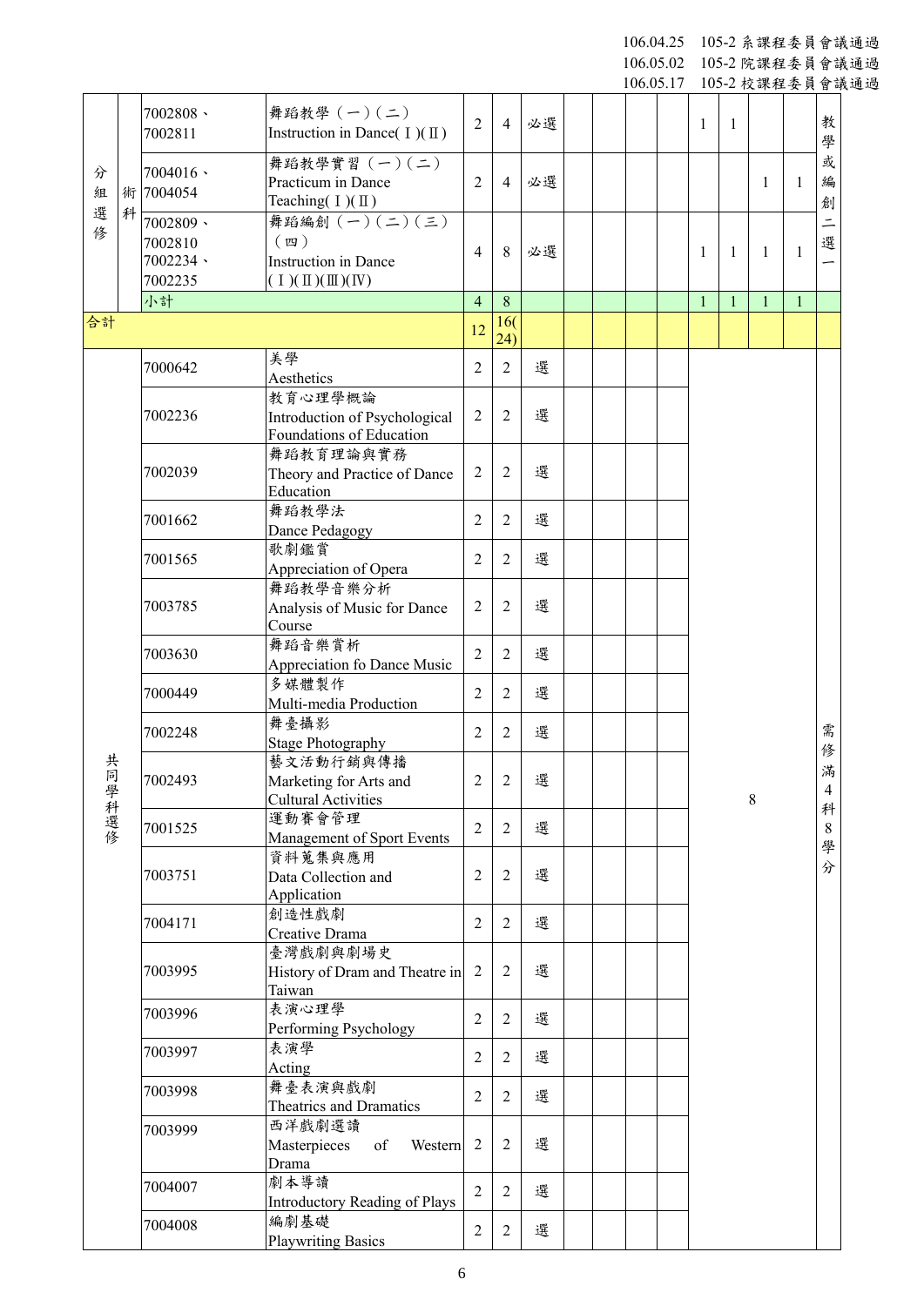106.04.25　105-2 系課程委員會議通過
106.05.02　105-2 院課程委員會議通過
106.05.17　105-2 校課程委員會議通過

| | | | | | | | | | | | | | | | |
|---|---|---|---|---|---|---|---|---|---|---|---|---|---|---|---|
| 分組選修 | 術科 | 7002808、7002811 | 舞蹈教學（一）（二）Instruction in Dance( I )( II ) | 2 | 4 | 必選 | | | | | 1 | 1 | | | 教學或編創二選一 |
| | | 7004016、7004054 | 舞蹈教學實習（一）（二）Practicum in Dance Teaching( I )( II ) | 2 | 4 | 必選 | | | | | | | 1 | 1 | |
| | | 7002809、7002810、7002234、7002235 | 舞蹈編創（一）（二）（三）（四）Instruction in Dance ( I )( II )( III )( IV ) | 4 | 8 | 必選 | | | | | 1 | 1 | 1 | 1 | |
| | | 小計 | | 4 | 8 | | | | | | 1 | 1 | 1 | 1 | |
| 合計 | | | | 12 | 16(24) | | | | | | | | | | |
| 共同學科選修 | | 7000642 | 美學 Aesthetics | 2 | 2 | 選 | | | | | 8 | | | | 需修滿4科8學分 |
| | | 7002236 | 教育心理學概論 Introduction of Psychological Foundations of Education | 2 | 2 | 選 | | | | | | | | | |
| | | 7002039 | 舞蹈教育理論與實務 Theory and Practice of Dance Education | 2 | 2 | 選 | | | | | | | | | |
| | | 7001662 | 舞蹈教學法 Dance Pedagogy | 2 | 2 | 選 | | | | | | | | | |
| | | 7001565 | 歌劇鑑賞 Appreciation of Opera | 2 | 2 | 選 | | | | | | | | | |
| | | 7003785 | 舞蹈教學音樂分析 Analysis of Music for Dance Course | 2 | 2 | 選 | | | | | | | | | |
| | | 7003630 | 舞蹈音樂賞析 Appreciation fo Dance Music | 2 | 2 | 選 | | | | | | | | | |
| | | 7000449 | 多媒體製作 Multi-media Production | 2 | 2 | 選 | | | | | | | | | |
| | | 7002248 | 舞臺攝影 Stage Photography | 2 | 2 | 選 | | | | | | | | | |
| | | 7002493 | 藝文活動行銷與傳播 Marketing for Arts and Cultural Activities | 2 | 2 | 選 | | | | | | | | | |
| | | 7001525 | 運動賽會管理 Management of Sport Events | 2 | 2 | 選 | | | | | | | | | |
| | | 7003751 | 資料蒐集與應用 Data Collection and Application | 2 | 2 | 選 | | | | | | | | | |
| | | 7004171 | 創造性戲劇 Creative Drama | 2 | 2 | 選 | | | | | | | | | |
| | | 7003995 | 臺灣戲劇與劇場史 History of Dram and Theatre in Taiwan | 2 | 2 | 選 | | | | | | | | | |
| | | 7003996 | 表演心理學 Performing Psychology | 2 | 2 | 選 | | | | | | | | | |
| | | 7003997 | 表演學 Acting | 2 | 2 | 選 | | | | | | | | | |
| | | 7003998 | 舞臺表演與戲劇 Theatrics and Dramatics | 2 | 2 | 選 | | | | | | | | | |
| | | 7003999 | 西洋戲劇選讀 Masterpieces of Western Drama | 2 | 2 | 選 | | | | | | | | | |
| | | 7004007 | 劇本導讀 Introductory Reading of Plays | 2 | 2 | 選 | | | | | | | | | |
| | | 7004008 | 編劇基礎 Playwriting Basics | 2 | 2 | 選 | | | | | | | | | |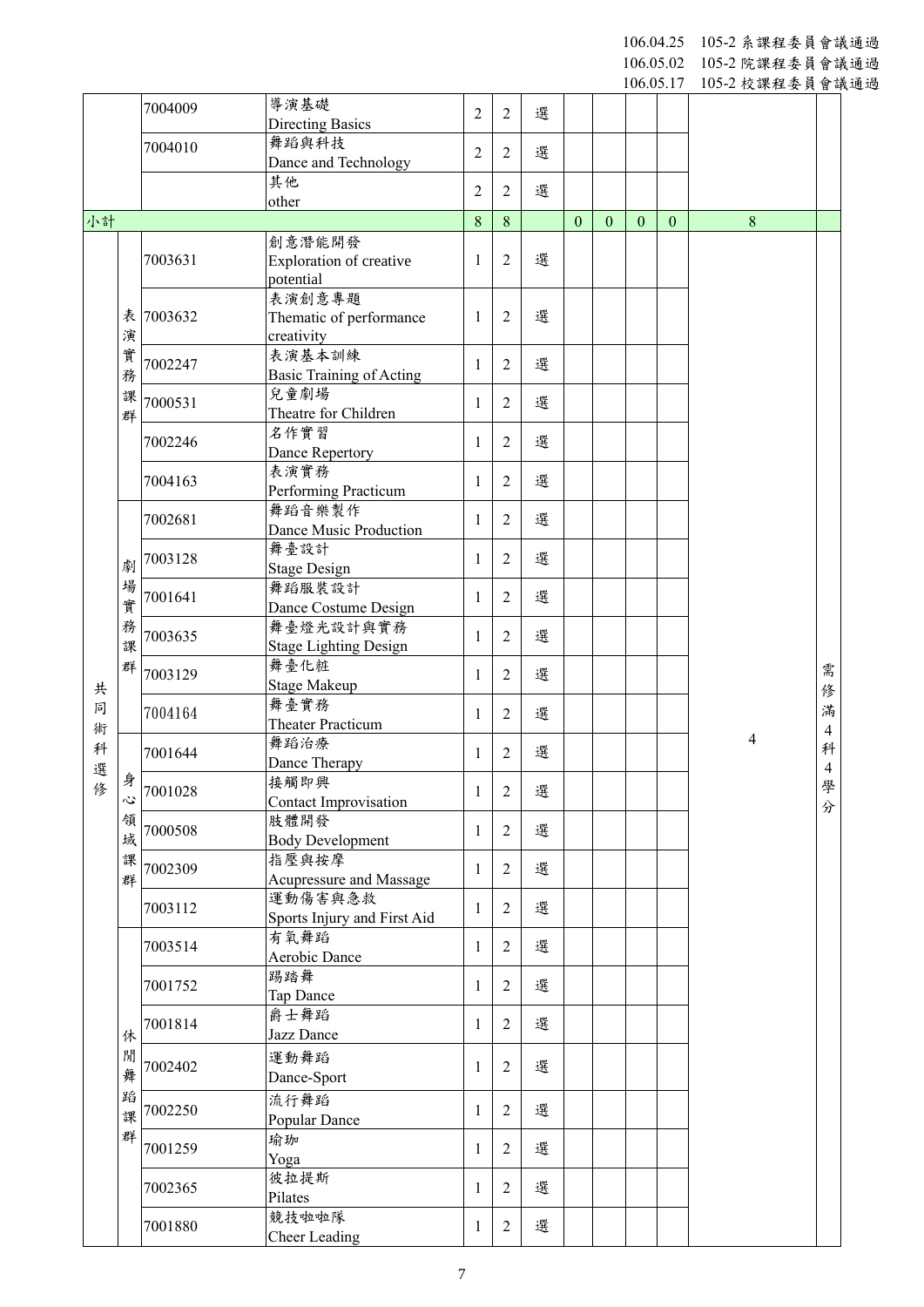106.04.25 105-2 系課程委員會議通過
106.05.02 105-2 院課程委員會議通過
106.05.17 105-2 校課程委員會議通過

| | | | | | | | | | | | | |
|---|---|---|---|---|---|---|---|---|---|---|---|---|
| | | 7004009 | 導演基礎 Directing Basics | 2 | 2 | 選 | | | | | | |
| | | 7004010 | 舞蹈與科技 Dance and Technology | 2 | 2 | 選 | | | | | | |
| | | | 其他 other | 2 | 2 | 選 | | | | | | |
| 小計 | | | | 8 | 8 | | 0 | 0 | 0 | 0 | 8 | |
| 共同術科選修 | 表演實務課群 | 7003631 | 創意潛能開發 Exploration of creative potential | 1 | 2 | 選 | | | | | 4 | 需修滿4科4學分 |
| | | 7003632 | 表演創意專題 Thematic of performance creativity | 1 | 2 | 選 | | | | | | |
| | | 7002247 | 表演基本訓練 Basic Training of Acting | 1 | 2 | 選 | | | | | | |
| | | 7000531 | 兒童劇場 Theatre for Children | 1 | 2 | 選 | | | | | | |
| | | 7002246 | 名作實習 Dance Repertory | 1 | 2 | 選 | | | | | | |
| | | 7004163 | 表演實務 Performing Practicum | 1 | 2 | 選 | | | | | | |
| | 劇場實務課群 | 7002681 | 舞蹈音樂製作 Dance Music Production | 1 | 2 | 選 | | | | | | |
| | | 7003128 | 舞臺設計 Stage Design | 1 | 2 | 選 | | | | | | |
| | | 7001641 | 舞蹈服裝設計 Dance Costume Design | 1 | 2 | 選 | | | | | | |
| | | 7003635 | 舞臺燈光設計與實務 Stage Lighting Design | 1 | 2 | 選 | | | | | | |
| | | 7003129 | 舞臺化粧 Stage Makeup | 1 | 2 | 選 | | | | | | |
| | | 7004164 | 舞臺實務 Theater Practicum | 1 | 2 | 選 | | | | | | |
| | 身心領域課群 | 7001644 | 舞蹈治療 Dance Therapy | 1 | 2 | 選 | | | | | | |
| | | 7001028 | 接觸即興 Contact Improvisation | 1 | 2 | 選 | | | | | | |
| | | 7000508 | 肢體開發 Body Development | 1 | 2 | 選 | | | | | | |
| | | 7002309 | 指壓與按摩 Acupressure and Massage | 1 | 2 | 選 | | | | | | |
| | | 7003112 | 運動傷害與急救 Sports Injury and First Aid | 1 | 2 | 選 | | | | | | |
| | 休閒舞蹈課群 | 7003514 | 有氧舞蹈 Aerobic Dance | 1 | 2 | 選 | | | | | | |
| | | 7001752 | 踢踏舞 Tap Dance | 1 | 2 | 選 | | | | | | |
| | | 7001814 | 爵士舞蹈 Jazz Dance | 1 | 2 | 選 | | | | | | |
| | | 7002402 | 運動舞蹈 Dance-Sport | 1 | 2 | 選 | | | | | | |
| | | 7002250 | 流行舞蹈 Popular Dance | 1 | 2 | 選 | | | | | | |
| | | 7001259 | 瑜珈 Yoga | 1 | 2 | 選 | | | | | | |
| | | 7002365 | 彼拉提斯 Pilates | 1 | 2 | 選 | | | | | | |
| | | 7001880 | 競技啦啦隊 Cheer Leading | 1 | 2 | 選 | | | | | | |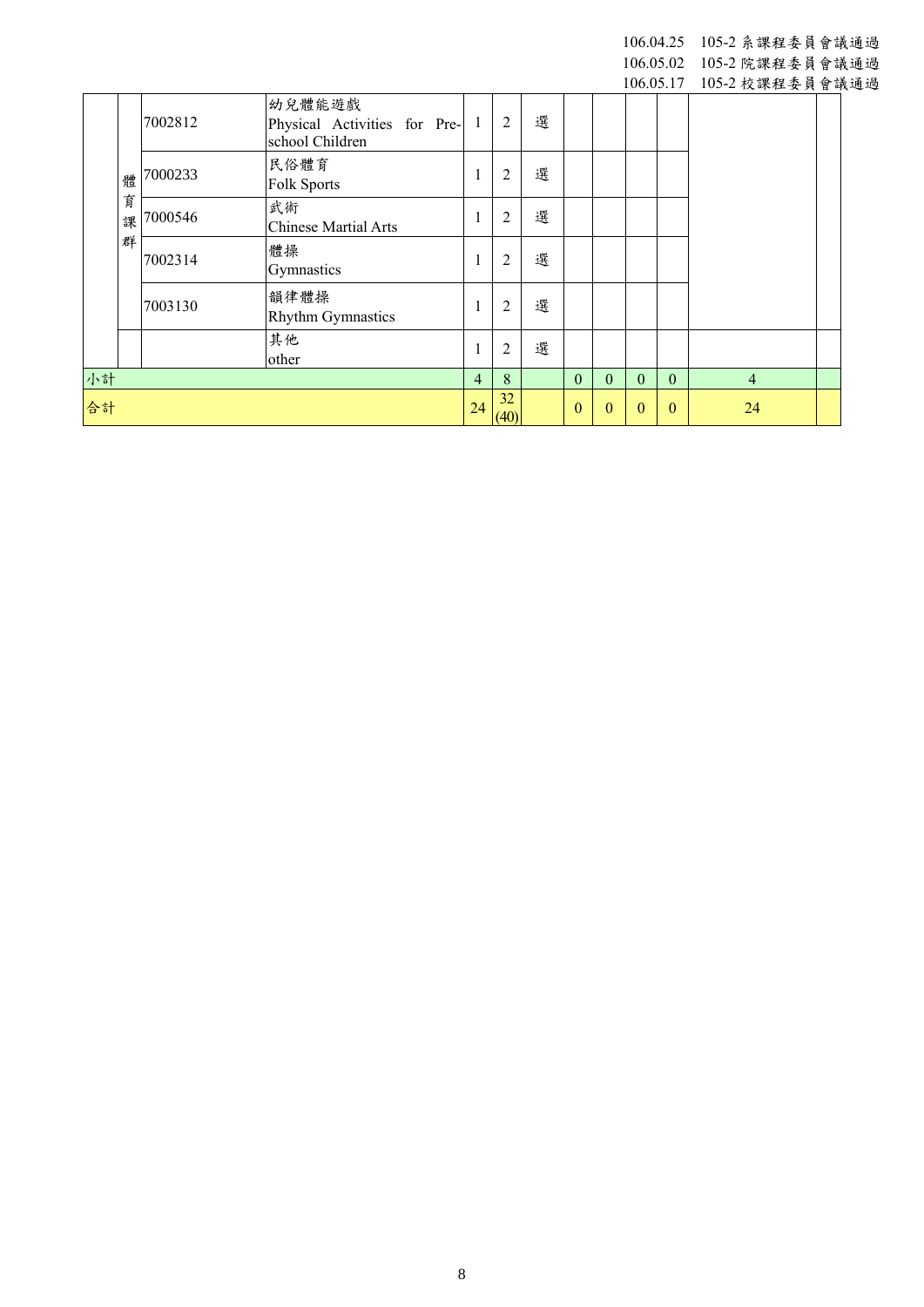106.04.25　105-2 系課程委員會議通過
106.05.02　105-2 院課程委員會議通過
106.05.17　105-2 校課程委員會議通過

| | | | | | | | | | | | | |
|---|---|---|---|---|---|---|---|---|---|---|---|---|
| | 體育課群 | 7002812 | 幼兒體能遊戲 Physical Activities for Pre-school Children | 1 | 2 | 選 | | | | | | |
| | | 7000233 | 民俗體育 Folk Sports | 1 | 2 | 選 | | | | | | |
| | | 7000546 | 武術 Chinese Martial Arts | 1 | 2 | 選 | | | | | | |
| | | 7002314 | 體操 Gymnastics | 1 | 2 | 選 | | | | | | |
| | | 7003130 | 韻律體操 Rhythm Gymnastics | 1 | 2 | 選 | | | | | | |
| | | | 其他 other | 1 | 2 | 選 | | | | | | |
| 小計 | | | | 4 | 8 | | 0 | 0 | 0 | 0 | 4 | |
| 合計 | | | | 24 | 32 (40) | | 0 | 0 | 0 | 0 | 24 | |